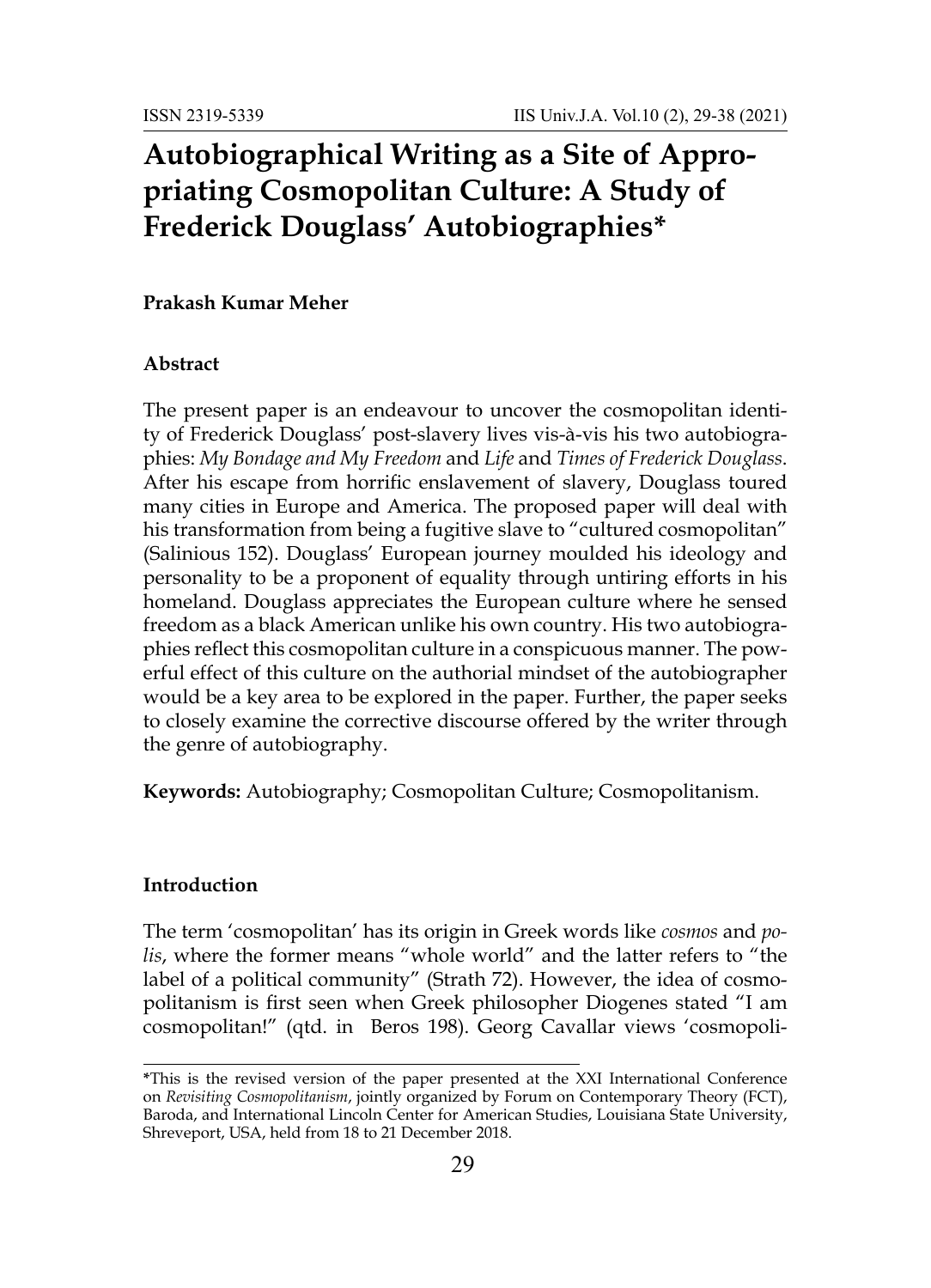# Autobiographical Writing as a Site of Appropriating Cosmopolitan Culture: A Study of Frederick Douglass' Autobiographies*

**Prakash Kumar Meher**

### Abstract

The present paper is an endeavour to uncover the cosmopolitan identity of Frederick Douglass' post-slavery lives vis-à-vis his two autobiographies: *My Bondage and My Freedom* and *Life* and *Times of Frederick Douglass*. After his escape from horrific enslavement of slavery, Douglass toured many cities in Europe and America. The proposed paper will deal with his transformation from being a fugitive slave to "cultured cosmopolitan" (Salinious 152). Douglass' European journey moulded his ideology and personality to be a proponent of equality through untiring efforts in his homeland. Douglass appreciates the European culture where he sensed freedom as a black American unlike his own country. His two autobiographies reflect this cosmopolitan culture in a conspicuous manner. The powerful effect of this culture on the authorial mindset of the autobiographer would be a key area to be explored in the paper. Further, the paper seeks to closely examine the corrective discourse offered by the writer through the genre of autobiography.

**Keywords:** Autobiography; Cosmopolitan Culture; Cosmopolitanism.

### Introduction

The term 'cosmopolitan' has its origin in Greek words like *cosmos* and *polis*, where the former means "whole world" and the latter refers to "the label of a political community" (Strath 72). However, the idea of cosmopolitanism is first seen when Greek philosopher Diogenes stated "I am cosmopolitan!" (qtd. in Beros 198). Georg Cavallar views 'cosmopoli-

*This is the revised version of the paper presented at the XXI International Conference on *Revisiting Cosmopolitanism*, jointly organized by Forum on Contemporary Theory (FCT), Baroda, and International Lincoln Center for American Studies, Louisiana State University, Shreveport, USA, held from 18 to 21 December 2018.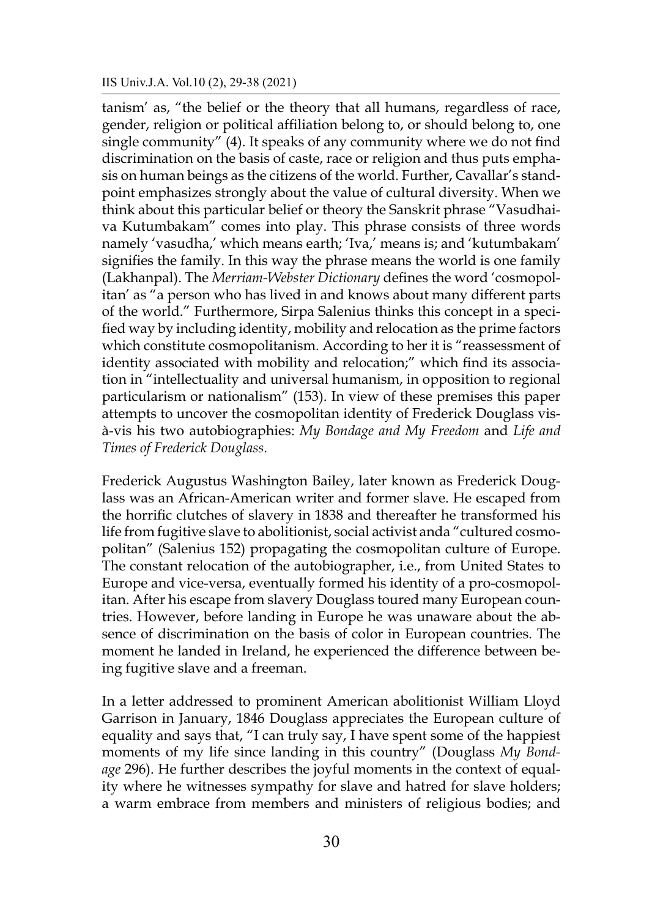tanism' as, "the belief or the theory that all humans, regardless of race, gender, religion or political affiliation belong to, or should belong to, one single community" (4). It speaks of any community where we do not find discrimination on the basis of caste, race or religion and thus puts emphasis on human beings as the citizens of the world. Further, Cavallar's standpoint emphasizes strongly about the value of cultural diversity. When we think about this particular belief or theory the Sanskrit phrase "Vasudhaiva Kutumbakam" comes into play. This phrase consists of three words namely 'vasudha,' which means earth; 'Iva,' means is; and 'kutumbakam' signifies the family. In this way the phrase means the world is one family (Lakhanpal). The *Merriam-Webster Dictionary* defines the word 'cosmopolitan' as "a person who has lived in and knows about many different parts of the world." Furthermore, Sirpa Salenius thinks this concept in a specified way by including identity, mobility and relocation as the prime factors which constitute cosmopolitanism. According to her it is "reassessment of identity associated with mobility and relocation;" which find its association in "intellectuality and universal humanism, in opposition to regional particularism or nationalism" (153). In view of these premises this paper attempts to uncover the cosmopolitan identity of Frederick Douglass vis-à-vis his two autobiographies: *My Bondage and My Freedom* and *Life and Times of Frederick Douglass*.

Frederick Augustus Washington Bailey, later known as Frederick Douglass was an African-American writer and former slave. He escaped from the horrific clutches of slavery in 1838 and thereafter he transformed his life from fugitive slave to abolitionist, social activist anda "cultured cosmopolitan" (Salenius 152) propagating the cosmopolitan culture of Europe. The constant relocation of the autobiographer, i.e., from United States to Europe and vice-versa, eventually formed his identity of a pro-cosmopolitan. After his escape from slavery Douglass toured many European countries. However, before landing in Europe he was unaware about the absence of discrimination on the basis of color in European countries. The moment he landed in Ireland, he experienced the difference between being fugitive slave and a freeman.

In a letter addressed to prominent American abolitionist William Lloyd Garrison in January, 1846 Douglass appreciates the European culture of equality and says that, "I can truly say, I have spent some of the happiest moments of my life since landing in this country" (Douglass *My Bondage* 296). He further describes the joyful moments in the context of equality where he witnesses sympathy for slave and hatred for slave holders; a warm embrace from members and ministers of religious bodies; and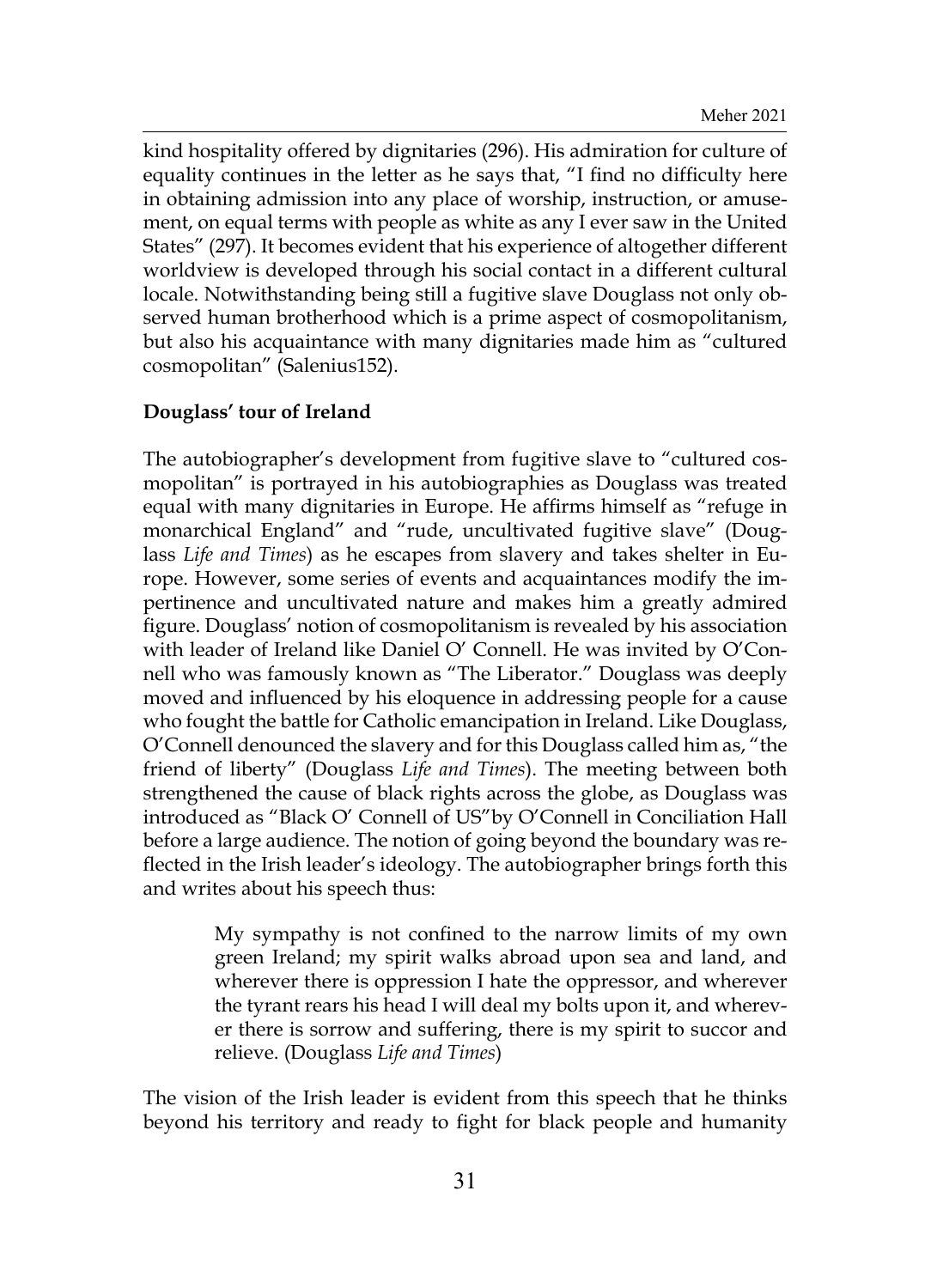kind hospitality offered by dignitaries (296). His admiration for culture of equality continues in the letter as he says that, "I find no difficulty here in obtaining admission into any place of worship, instruction, or amusement, on equal terms with people as white as any I ever saw in the United States" (297). It becomes evident that his experience of altogether different worldview is developed through his social contact in a different cultural locale. Notwithstanding being still a fugitive slave Douglass not only observed human brotherhood which is a prime aspect of cosmopolitanism, but also his acquaintance with many dignitaries made him as "cultured cosmopolitan" (Salenius152).

**Douglass' tour of Ireland**

The autobiographer's development from fugitive slave to "cultured cosmopolitan" is portrayed in his autobiographies as Douglass was treated equal with many dignitaries in Europe. He affirms himself as "refuge in monarchical England" and "rude, uncultivated fugitive slave" (Douglass *Life and Times*) as he escapes from slavery and takes shelter in Europe. However, some series of events and acquaintances modify the impertinence and uncultivated nature and makes him a greatly admired figure. Douglass' notion of cosmopolitanism is revealed by his association with leader of Ireland like Daniel O' Connell. He was invited by O'Connell who was famously known as "The Liberator." Douglass was deeply moved and influenced by his eloquence in addressing people for a cause who fought the battle for Catholic emancipation in Ireland. Like Douglass, O'Connell denounced the slavery and for this Douglass called him as, "the friend of liberty" (Douglass *Life and Times*). The meeting between both strengthened the cause of black rights across the globe, as Douglass was introduced as "Black O' Connell of US"by O'Connell in Conciliation Hall before a large audience. The notion of going beyond the boundary was reflected in the Irish leader's ideology. The autobiographer brings forth this and writes about his speech thus:

> My sympathy is not confined to the narrow limits of my own green Ireland; my spirit walks abroad upon sea and land, and wherever there is oppression I hate the oppressor, and wherever the tyrant rears his head I will deal my bolts upon it, and wherever there is sorrow and suffering, there is my spirit to succor and relieve. (Douglass *Life and Times*)

The vision of the Irish leader is evident from this speech that he thinks beyond his territory and ready to fight for black people and humanity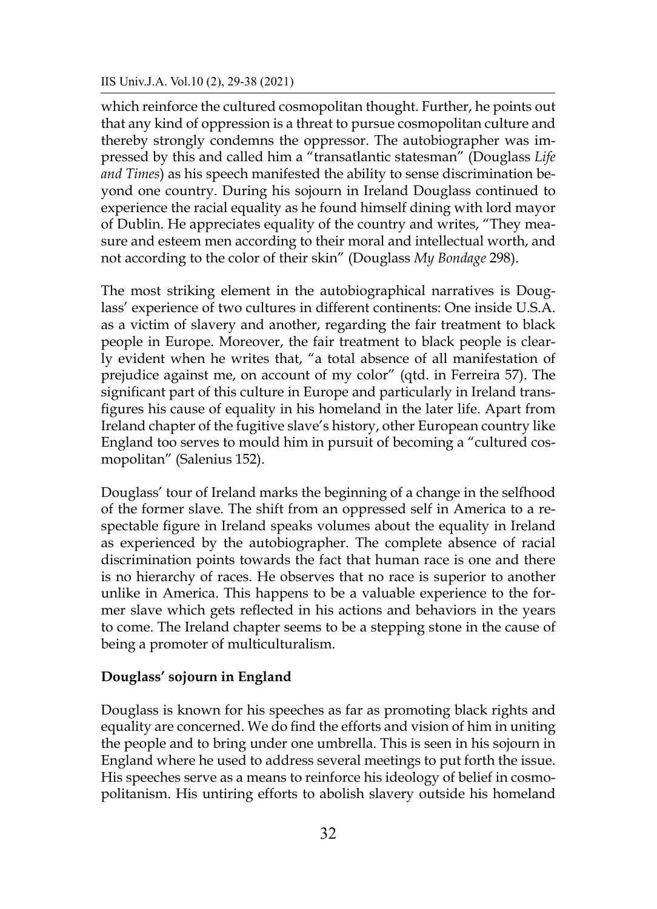which reinforce the cultured cosmopolitan thought. Further, he points out that any kind of oppression is a threat to pursue cosmopolitan culture and thereby strongly condemns the oppressor. The autobiographer was impressed by this and called him a "transatlantic statesman" (Douglass *Life and Times*) as his speech manifested the ability to sense discrimination beyond one country. During his sojourn in Ireland Douglass continued to experience the racial equality as he found himself dining with lord mayor of Dublin. He appreciates equality of the country and writes, "They measure and esteem men according to their moral and intellectual worth, and not according to the color of their skin" (Douglass *My Bondage* 298).

The most striking element in the autobiographical narratives is Douglass' experience of two cultures in different continents: One inside U.S.A. as a victim of slavery and another, regarding the fair treatment to black people in Europe. Moreover, the fair treatment to black people is clearly evident when he writes that, "a total absence of all manifestation of prejudice against me, on account of my color" (qtd. in Ferreira 57). The significant part of this culture in Europe and particularly in Ireland transfigures his cause of equality in his homeland in the later life. Apart from Ireland chapter of the fugitive slave's history, other European country like England too serves to mould him in pursuit of becoming a "cultured cosmopolitan" (Salenius 152).

Douglass' tour of Ireland marks the beginning of a change in the selfhood of the former slave. The shift from an oppressed self in America to a respectable figure in Ireland speaks volumes about the equality in Ireland as experienced by the autobiographer. The complete absence of racial discrimination points towards the fact that human race is one and there is no hierarchy of races. He observes that no race is superior to another unlike in America. This happens to be a valuable experience to the former slave which gets reflected in his actions and behaviors in the years to come. The Ireland chapter seems to be a stepping stone in the cause of being a promoter of multiculturalism.

**Douglass' sojourn in England**

Douglass is known for his speeches as far as promoting black rights and equality are concerned. We do find the efforts and vision of him in uniting the people and to bring under one umbrella. This is seen in his sojourn in England where he used to address several meetings to put forth the issue. His speeches serve as a means to reinforce his ideology of belief in cosmopolitanism. His untiring efforts to abolish slavery outside his homeland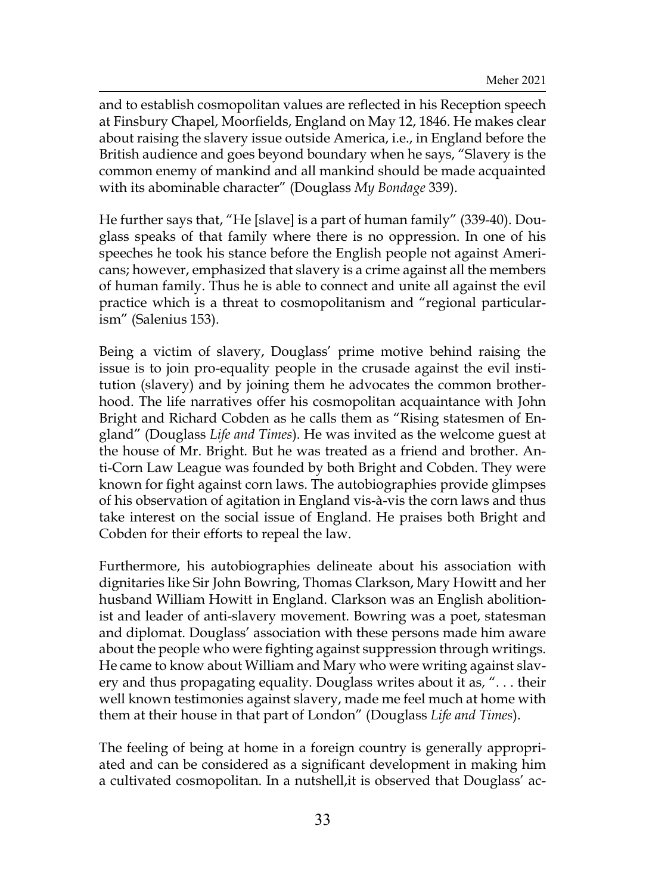and to establish cosmopolitan values are reflected in his Reception speech at Finsbury Chapel, Moorfields, England on May 12, 1846. He makes clear about raising the slavery issue outside America, i.e., in England before the British audience and goes beyond boundary when he says, "Slavery is the common enemy of mankind and all mankind should be made acquainted with its abominable character" (Douglass *My Bondage* 339).

He further says that, "He [slave] is a part of human family" (339-40). Douglass speaks of that family where there is no oppression. In one of his speeches he took his stance before the English people not against Americans; however, emphasized that slavery is a crime against all the members of human family. Thus he is able to connect and unite all against the evil practice which is a threat to cosmopolitanism and "regional particularism" (Salenius 153).

Being a victim of slavery, Douglass' prime motive behind raising the issue is to join pro-equality people in the crusade against the evil institution (slavery) and by joining them he advocates the common brotherhood. The life narratives offer his cosmopolitan acquaintance with John Bright and Richard Cobden as he calls them as "Rising statesmen of England" (Douglass *Life and Times*). He was invited as the welcome guest at the house of Mr. Bright. But he was treated as a friend and brother. Anti-Corn Law League was founded by both Bright and Cobden. They were known for fight against corn laws. The autobiographies provide glimpses of his observation of agitation in England vis-à-vis the corn laws and thus take interest on the social issue of England. He praises both Bright and Cobden for their efforts to repeal the law.

Furthermore, his autobiographies delineate about his association with dignitaries like Sir John Bowring, Thomas Clarkson, Mary Howitt and her husband William Howitt in England. Clarkson was an English abolitionist and leader of anti-slavery movement. Bowring was a poet, statesman and diplomat. Douglass' association with these persons made him aware about the people who were fighting against suppression through writings. He came to know about William and Mary who were writing against slavery and thus propagating equality. Douglass writes about it as, ". . . their well known testimonies against slavery, made me feel much at home with them at their house in that part of London" (Douglass *Life and Times*).

The feeling of being at home in a foreign country is generally appropriated and can be considered as a significant development in making him a cultivated cosmopolitan. In a nutshell,it is observed that Douglass' ac-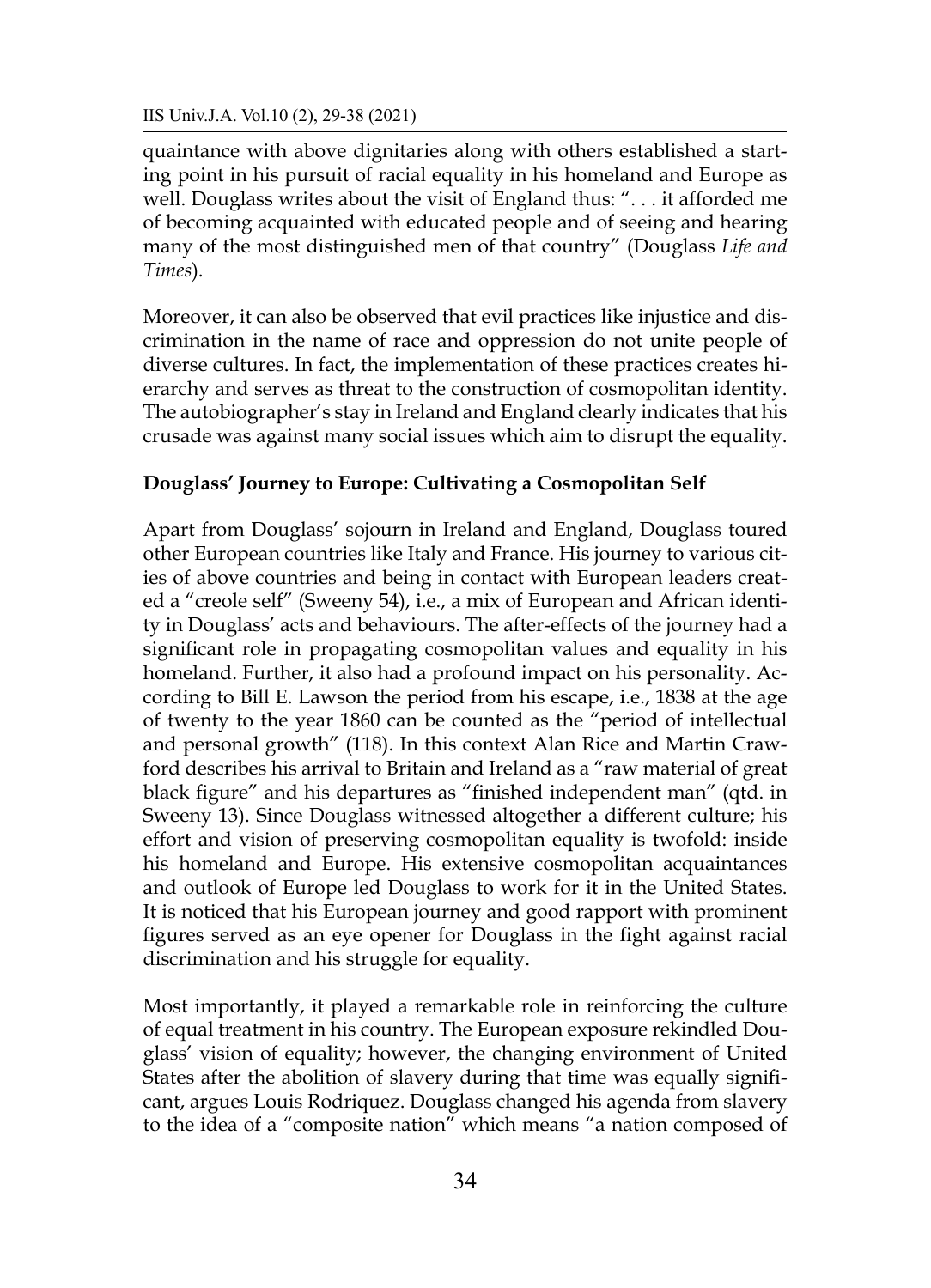quaintance with above dignitaries along with others established a starting point in his pursuit of racial equality in his homeland and Europe as well. Douglass writes about the visit of England thus: ". . . it afforded me of becoming acquainted with educated people and of seeing and hearing many of the most distinguished men of that country" (Douglass *Life and Times*).

Moreover, it can also be observed that evil practices like injustice and discrimination in the name of race and oppression do not unite people of diverse cultures. In fact, the implementation of these practices creates hierarchy and serves as threat to the construction of cosmopolitan identity. The autobiographer's stay in Ireland and England clearly indicates that his crusade was against many social issues which aim to disrupt the equality.

### Douglass' Journey to Europe: Cultivating a Cosmopolitan Self

Apart from Douglass' sojourn in Ireland and England, Douglass toured other European countries like Italy and France. His journey to various cities of above countries and being in contact with European leaders created a "creole self" (Sweeny 54), i.e., a mix of European and African identity in Douglass' acts and behaviours. The after-effects of the journey had a significant role in propagating cosmopolitan values and equality in his homeland. Further, it also had a profound impact on his personality. According to Bill E. Lawson the period from his escape, i.e., 1838 at the age of twenty to the year 1860 can be counted as the "period of intellectual and personal growth" (118). In this context Alan Rice and Martin Crawford describes his arrival to Britain and Ireland as a "raw material of great black figure" and his departures as "finished independent man" (qtd. in Sweeny 13). Since Douglass witnessed altogether a different culture; his effort and vision of preserving cosmopolitan equality is twofold: inside his homeland and Europe. His extensive cosmopolitan acquaintances and outlook of Europe led Douglass to work for it in the United States. It is noticed that his European journey and good rapport with prominent figures served as an eye opener for Douglass in the fight against racial discrimination and his struggle for equality.

Most importantly, it played a remarkable role in reinforcing the culture of equal treatment in his country. The European exposure rekindled Douglass' vision of equality; however, the changing environment of United States after the abolition of slavery during that time was equally significant, argues Louis Rodriquez. Douglass changed his agenda from slavery to the idea of a "composite nation" which means "a nation composed of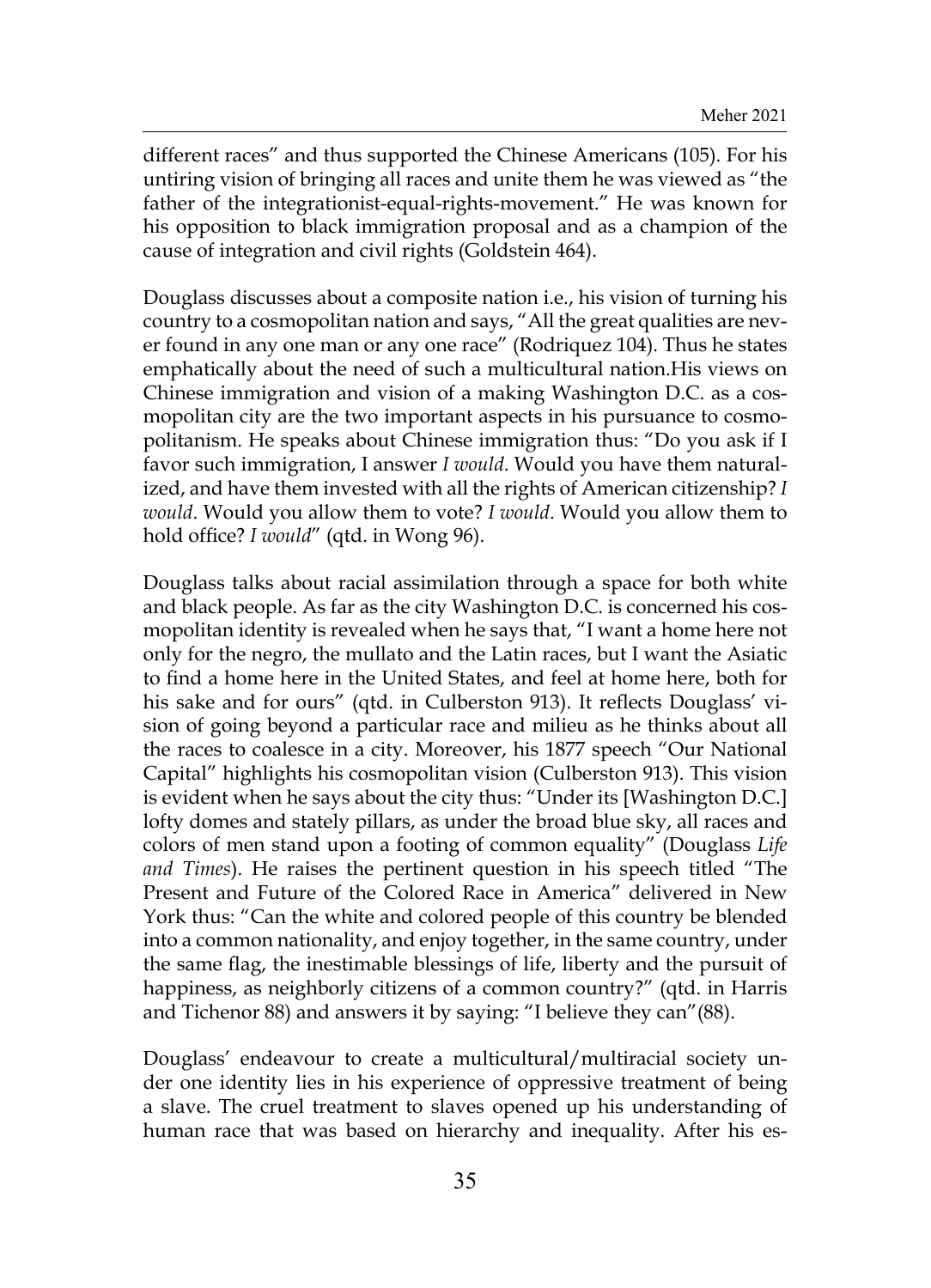different races" and thus supported the Chinese Americans (105). For his untiring vision of bringing all races and unite them he was viewed as "the father of the integrationist-equal-rights-movement." He was known for his opposition to black immigration proposal and as a champion of the cause of integration and civil rights (Goldstein 464).

Douglass discusses about a composite nation i.e., his vision of turning his country to a cosmopolitan nation and says, "All the great qualities are never found in any one man or any one race" (Rodriquez 104). Thus he states emphatically about the need of such a multicultural nation.His views on Chinese immigration and vision of a making Washington D.C. as a cosmopolitan city are the two important aspects in his pursuance to cosmopolitanism. He speaks about Chinese immigration thus: "Do you ask if I favor such immigration, I answer *I would*. Would you have them naturalized, and have them invested with all the rights of American citizenship? *I would*. Would you allow them to vote? *I would*. Would you allow them to hold office? *I would*" (qtd. in Wong 96).

Douglass talks about racial assimilation through a space for both white and black people. As far as the city Washington D.C. is concerned his cosmopolitan identity is revealed when he says that, "I want a home here not only for the negro, the mullato and the Latin races, but I want the Asiatic to find a home here in the United States, and feel at home here, both for his sake and for ours" (qtd. in Culberston 913). It reflects Douglass' vision of going beyond a particular race and milieu as he thinks about all the races to coalesce in a city. Moreover, his 1877 speech "Our National Capital" highlights his cosmopolitan vision (Culberston 913). This vision is evident when he says about the city thus: "Under its [Washington D.C.] lofty domes and stately pillars, as under the broad blue sky, all races and colors of men stand upon a footing of common equality" (Douglass *Life and Times*). He raises the pertinent question in his speech titled "The Present and Future of the Colored Race in America" delivered in New York thus: "Can the white and colored people of this country be blended into a common nationality, and enjoy together, in the same country, under the same flag, the inestimable blessings of life, liberty and the pursuit of happiness, as neighborly citizens of a common country?" (qtd. in Harris and Tichenor 88) and answers it by saying: "I believe they can"(88).

Douglass' endeavour to create a multicultural/multiracial society under one identity lies in his experience of oppressive treatment of being a slave. The cruel treatment to slaves opened up his understanding of human race that was based on hierarchy and inequality. After his es-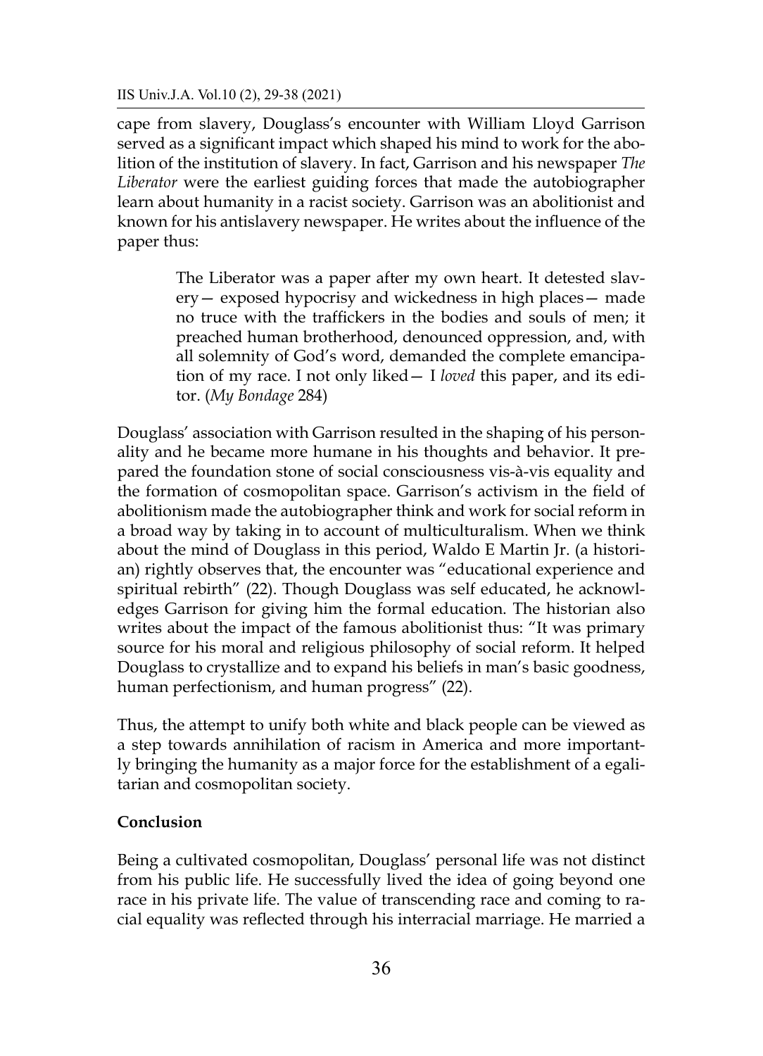cape from slavery, Douglass's encounter with William Lloyd Garrison served as a significant impact which shaped his mind to work for the abolition of the institution of slavery. In fact, Garrison and his newspaper *The Liberator* were the earliest guiding forces that made the autobiographer learn about humanity in a racist society. Garrison was an abolitionist and known for his antislavery newspaper. He writes about the influence of the paper thus:

> The Liberator was a paper after my own heart. It detested slavery— exposed hypocrisy and wickedness in high places— made no truce with the traffickers in the bodies and souls of men; it preached human brotherhood, denounced oppression, and, with all solemnity of God's word, demanded the complete emancipation of my race. I not only liked— I *loved* this paper, and its editor. (*My Bondage* 284)

Douglass' association with Garrison resulted in the shaping of his personality and he became more humane in his thoughts and behavior. It prepared the foundation stone of social consciousness vis-à-vis equality and the formation of cosmopolitan space. Garrison's activism in the field of abolitionism made the autobiographer think and work for social reform in a broad way by taking in to account of multiculturalism. When we think about the mind of Douglass in this period, Waldo E Martin Jr. (a historian) rightly observes that, the encounter was "educational experience and spiritual rebirth" (22). Though Douglass was self educated, he acknowledges Garrison for giving him the formal education. The historian also writes about the impact of the famous abolitionist thus: "It was primary source for his moral and religious philosophy of social reform. It helped Douglass to crystallize and to expand his beliefs in man's basic goodness, human perfectionism, and human progress" (22).

Thus, the attempt to unify both white and black people can be viewed as a step towards annihilation of racism in America and more importantly bringing the humanity as a major force for the establishment of a egalitarian and cosmopolitan society.

**Conclusion**

Being a cultivated cosmopolitan, Douglass' personal life was not distinct from his public life. He successfully lived the idea of going beyond one race in his private life. The value of transcending race and coming to racial equality was reflected through his interracial marriage. He married a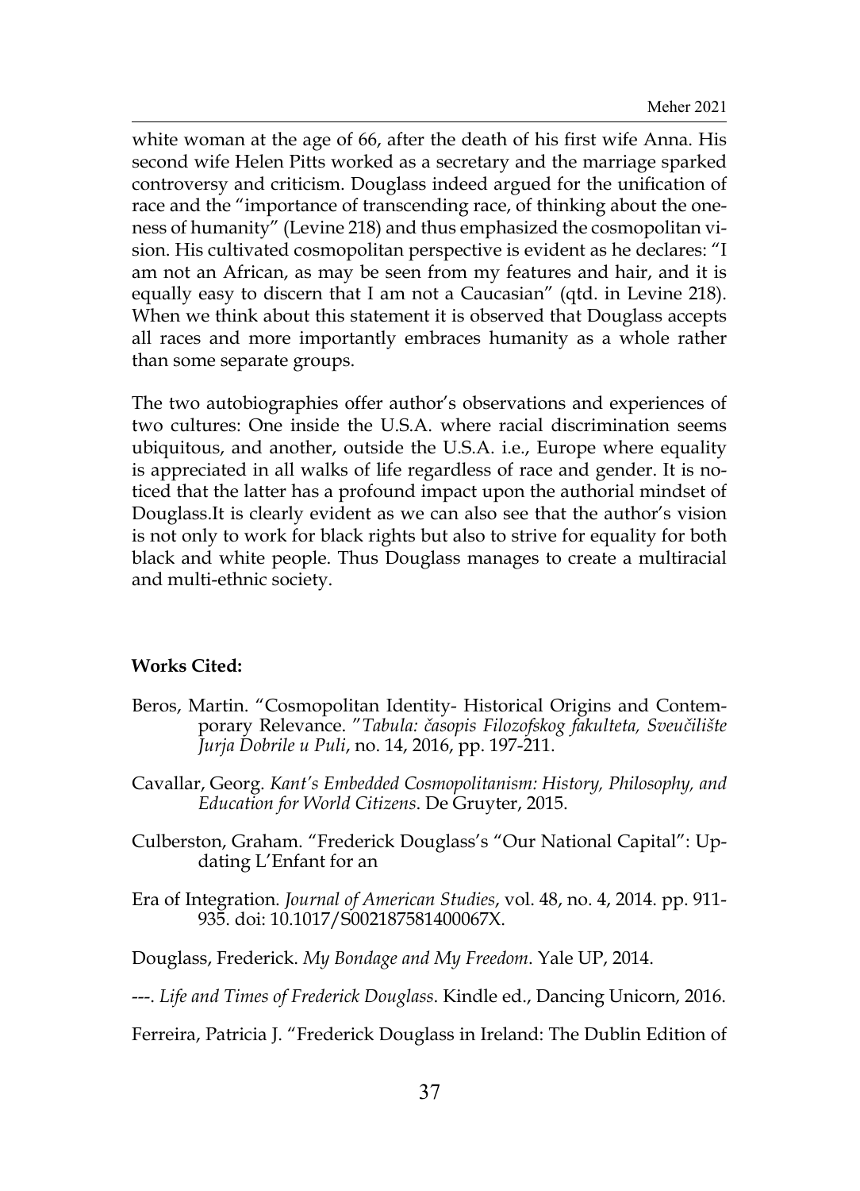white woman at the age of 66, after the death of his first wife Anna. His second wife Helen Pitts worked as a secretary and the marriage sparked controversy and criticism. Douglass indeed argued for the unification of race and the "importance of transcending race, of thinking about the oneness of humanity" (Levine 218) and thus emphasized the cosmopolitan vision. His cultivated cosmopolitan perspective is evident as he declares: "I am not an African, as may be seen from my features and hair, and it is equally easy to discern that I am not a Caucasian" (qtd. in Levine 218). When we think about this statement it is observed that Douglass accepts all races and more importantly embraces humanity as a whole rather than some separate groups.

The two autobiographies offer author's observations and experiences of two cultures: One inside the U.S.A. where racial discrimination seems ubiquitous, and another, outside the U.S.A. i.e., Europe where equality is appreciated in all walks of life regardless of race and gender. It is noticed that the latter has a profound impact upon the authorial mindset of Douglass.It is clearly evident as we can also see that the author's vision is not only to work for black rights but also to strive for equality for both black and white people. Thus Douglass manages to create a multiracial and multi-ethnic society.

**Works Cited:**

Beros, Martin. "Cosmopolitan Identity- Historical Origins and Contemporary Relevance. "*Tabula: časopis Filozofskog fakulteta, Sveučilište Jurja Dobrile u Puli*, no. 14, 2016, pp. 197-211.

Cavallar, Georg. *Kant's Embedded Cosmopolitanism: History, Philosophy, and Education for World Citizens*. De Gruyter, 2015.

Culberston, Graham. "Frederick Douglass's "Our National Capital": Updating L'Enfant for an

Era of Integration. *Journal of American Studies*, vol. 48, no. 4, 2014. pp. 911-935. doi: 10.1017/S002187581400067X.

Douglass, Frederick. *My Bondage and My Freedom*. Yale UP, 2014.

---. *Life and Times of Frederick Douglass*. Kindle ed., Dancing Unicorn, 2016.

Ferreira, Patricia J. "Frederick Douglass in Ireland: The Dublin Edition of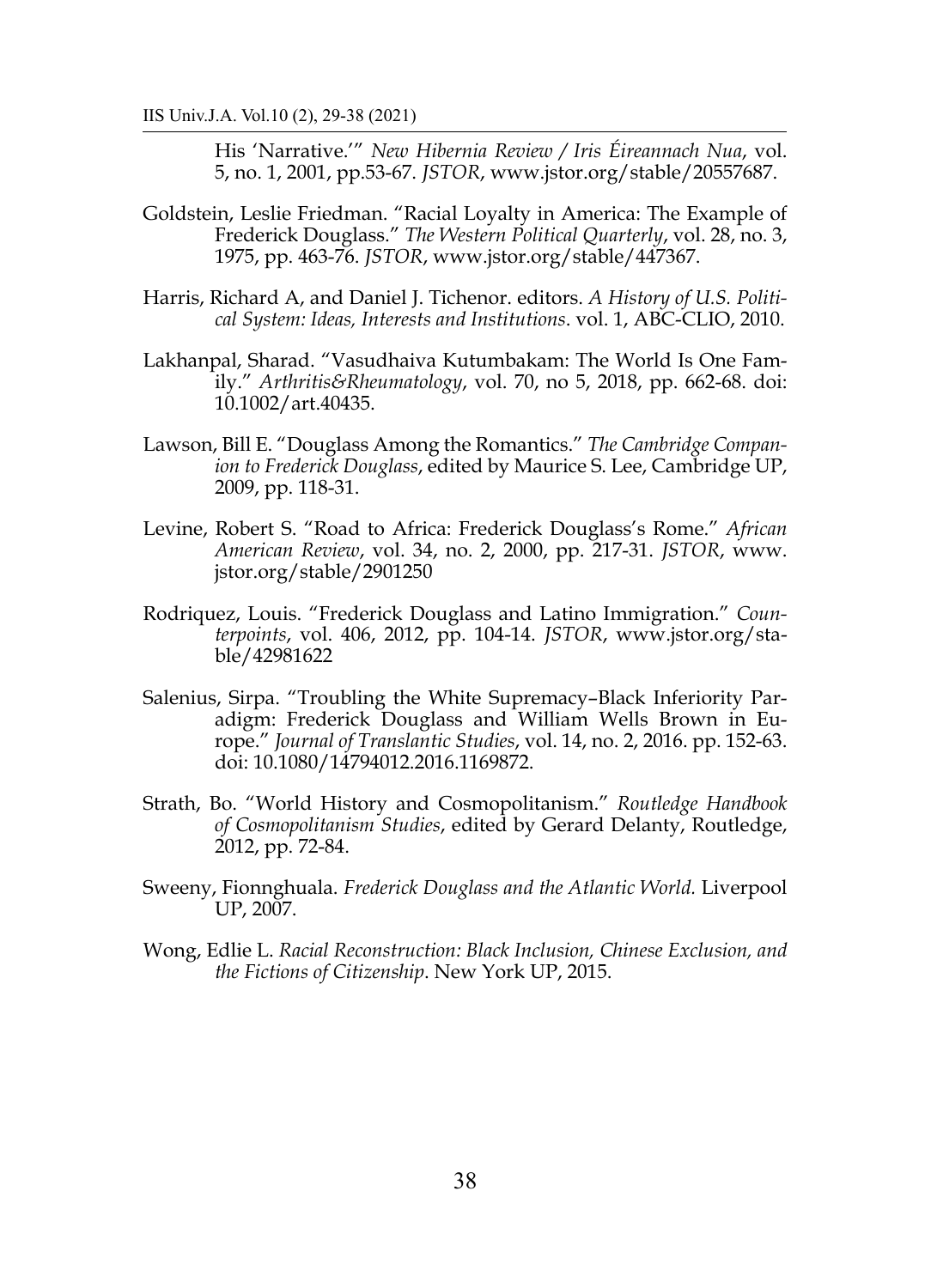His 'Narrative.'" *New Hibernia Review / Iris Éireannach Nua*, vol. 5, no. 1, 2001, pp.53-67. *JSTOR*, www.jstor.org/stable/20557687.

Goldstein, Leslie Friedman. "Racial Loyalty in America: The Example of Frederick Douglass." *The Western Political Quarterly*, vol. 28, no. 3, 1975, pp. 463-76. *JSTOR*, www.jstor.org/stable/447367.

Harris, Richard A, and Daniel J. Tichenor. editors. *A History of U.S. Political System: Ideas, Interests and Institutions*. vol. 1, ABC-CLIO, 2010.

Lakhanpal, Sharad. "Vasudhaiva Kutumbakam: The World Is One Family." *Arthritis&Rheumatology*, vol. 70, no 5, 2018, pp. 662-68. doi: 10.1002/art.40435.

Lawson, Bill E. "Douglass Among the Romantics." *The Cambridge Companion to Frederick Douglass*, edited by Maurice S. Lee, Cambridge UP, 2009, pp. 118-31.

Levine, Robert S. "Road to Africa: Frederick Douglass's Rome." *African American Review*, vol. 34, no. 2, 2000, pp. 217-31. *JSTOR*, www.jstor.org/stable/2901250

Rodriquez, Louis. "Frederick Douglass and Latino Immigration." *Counterpoints*, vol. 406, 2012, pp. 104-14. *JSTOR*, www.jstor.org/stable/42981622

Salenius, Sirpa. "Troubling the White Supremacy–Black Inferiority Paradigm: Frederick Douglass and William Wells Brown in Europe." *Journal of Translantic Studies*, vol. 14, no. 2, 2016. pp. 152-63. doi: 10.1080/14794012.2016.1169872.

Strath, Bo. "World History and Cosmopolitanism." *Routledge Handbook of Cosmopolitanism Studies*, edited by Gerard Delanty, Routledge, 2012, pp. 72-84.

Sweeny, Fionnghuala. *Frederick Douglass and the Atlantic World.* Liverpool UP, 2007.

Wong, Edlie L. *Racial Reconstruction: Black Inclusion, Chinese Exclusion, and the Fictions of Citizenship*. New York UP, 2015.